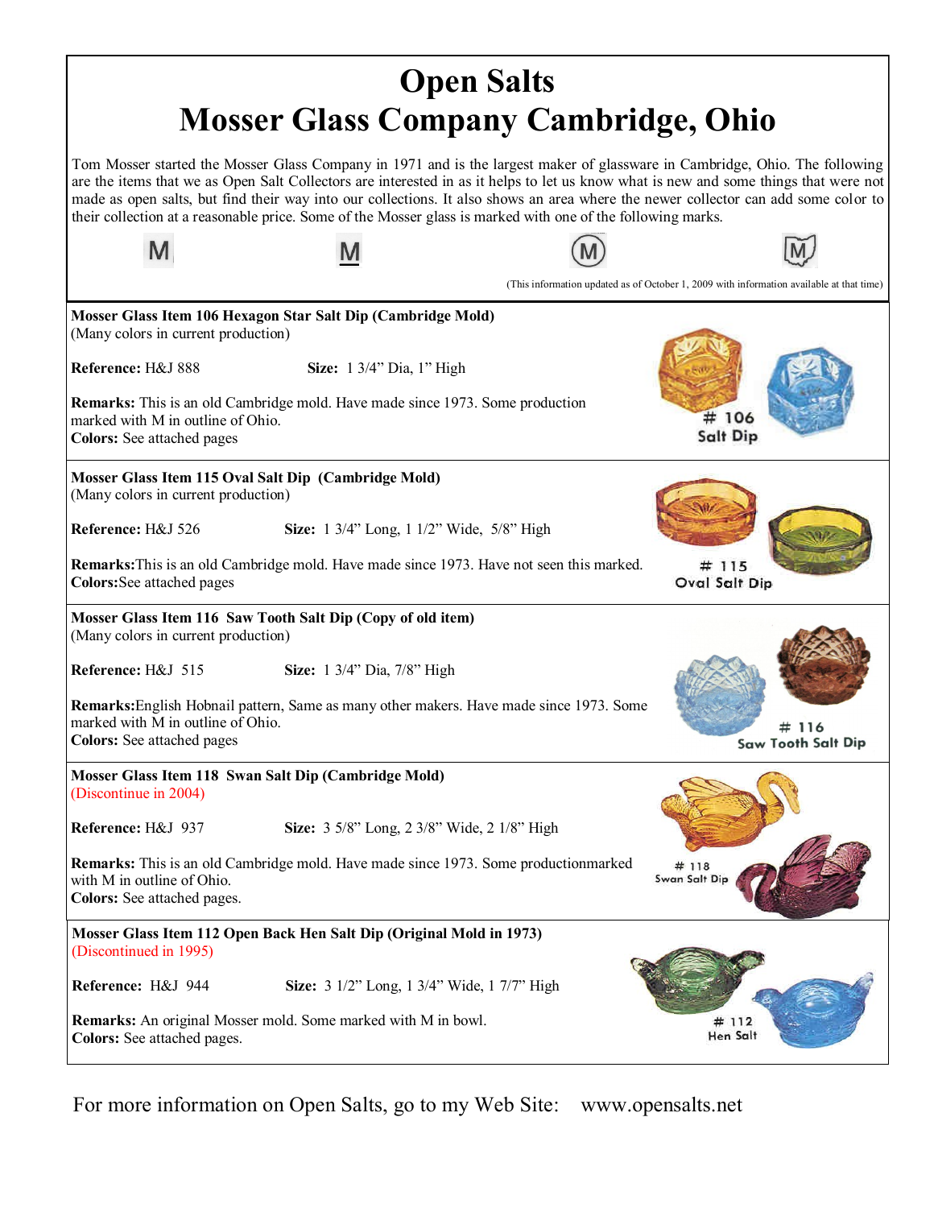# Open Salts
# Mosser Glass Company Cambridge, Ohio

Tom Mosser started the Mosser Glass Company in 1971 and is the largest maker of glassware in Cambridge, Ohio. The following are the items that we as Open Salt Collectors are interested in as it helps to let us know what is new and some things that were not made as open salts, but find their way into our collections. It also shows an area where the newer collector can add some color to their collection at a reasonable price. Some of the Mosser glass is marked with one of the following marks.

M    M    (M)

(This information updated as of October 1, 2009 with information available at that time)

---

**Mosser Glass Item 106 Hexagon Star Salt Dip (Cambridge Mold)**
(Many colors in current production)

**Reference:** H&J 888    **Size:** 1 3/4" Dia, 1" High

**Remarks:** This is an old Cambridge mold. Have made since 1973. Some production marked with M in outline of Ohio.
**Colors:** See attached pages

# 106
Salt Dip

---

**Mosser Glass Item 115 Oval Salt Dip (Cambridge Mold)**
(Many colors in current production)

**Reference:** H&J 526    **Size:** 1 3/4" Long, 1 1/2" Wide, 5/8" High

**Remarks:** This is an old Cambridge mold. Have made since 1973. Have not seen this marked.
**Colors:** See attached pages

# 115
Oval Salt Dip

---

**Mosser Glass Item 116 Saw Tooth Salt Dip (Copy of old item)**
(Many colors in current production)

**Reference:** H&J 515    **Size:** 1 3/4" Dia, 7/8" High

**Remarks:** English Hobnail pattern, Same as many other makers. Have made since 1973. Some marked with M in outline of Ohio.
**Colors:** See attached pages

# 116
Saw Tooth Salt Dip

---

**Mosser Glass Item 118 Swan Salt Dip (Cambridge Mold)**
(Discontinue in 2004)

**Reference:** H&J 937    **Size:** 3 5/8" Long, 2 3/8" Wide, 2 1/8" High

**Remarks:** This is an old Cambridge mold. Have made since 1973. Some productionmarked with M in outline of Ohio.
**Colors:** See attached pages.

# 118
Swan Salt Dip

---

**Mosser Glass Item 112 Open Back Hen Salt Dip (Original Mold in 1973)**
(Discontinued in 1995)

**Reference:** H&J 944    **Size:** 3 1/2" Long, 1 3/4" Wide, 1 7/7" High

**Remarks:** An original Mosser mold. Some marked with M in bowl.
**Colors:** See attached pages.

# 112
Hen Salt

---

For more information on Open Salts, go to my Web Site: www.opensalts.net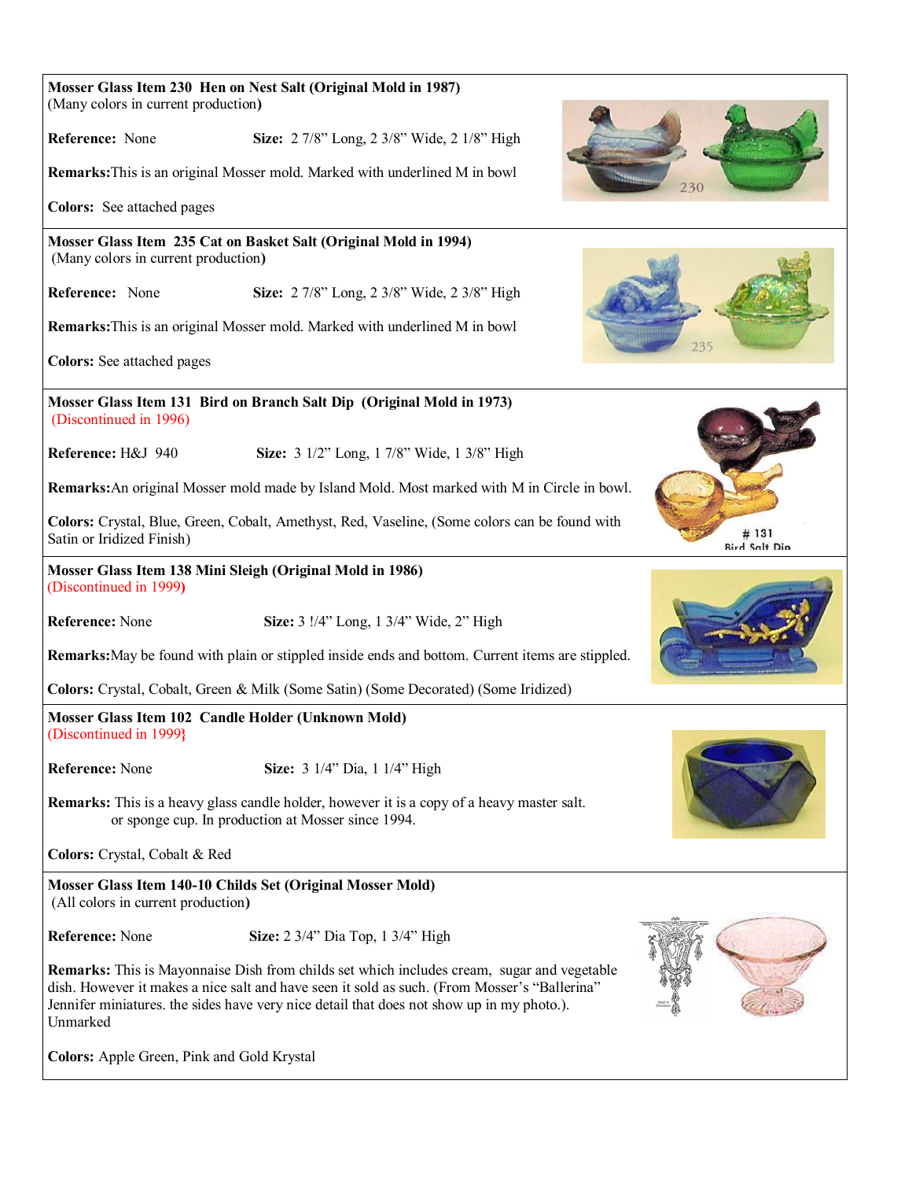**Mosser Glass Item 230 Hen on Nest Salt (Original Mold in 1987)**
(Many colors in current production**)**

**Reference:** None **Size:** 2 7/8" Long, 2 3/8" Wide, 2 1/8" High

**Remarks:** This is an original Mosser mold. Marked with underlined M in bowl

**Colors:** See attached pages

**Mosser Glass Item 235 Cat on Basket Salt (Original Mold in 1994)**
(Many colors in current production**)**

**Reference:** None **Size:** 2 7/8" Long, 2 3/8" Wide, 2 3/8" High

**Remarks:** This is an original Mosser mold. Marked with underlined M in bowl

**Colors:** See attached pages

**Mosser Glass Item 131 Bird on Branch Salt Dip (Original Mold in 1973)**
(Discontinued in 1996)

**Reference:** H&J 940 **Size:** 3 1/2" Long, 1 7/8" Wide, 1 3/8" High

**Remarks:** An original Mosser mold made by Island Mold. Most marked with M in Circle in bowl.

**Colors:** Crystal, Blue, Green, Cobalt, Amethyst, Red, Vaseline, (Some colors can be found with Satin or Iridized Finish)

**Mosser Glass Item 138 Mini Sleigh (Original Mold in 1986)**
(Discontinued in 1999**)**

**Reference:** None **Size:** 3 !/4" Long, 1 3/4" Wide, 2" High

**Remarks:** May be found with plain or stippled inside ends and bottom. Current items are stippled.

**Colors:** Crystal, Cobalt, Green & Milk (Some Satin) (Some Decorated) (Some Iridized)

**Mosser Glass Item 102 Candle Holder (Unknown Mold)**
(Discontinued in 1999**}**

**Reference:** None **Size:** 3 1/4" Dia, 1 1/4" High

**Remarks:** This is a heavy glass candle holder, however it is a copy of a heavy master salt. or sponge cup. In production at Mosser since 1994.

**Colors:** Crystal, Cobalt & Red

**Mosser Glass Item 140-10 Childs Set (Original Mosser Mold)**
(All colors in current production**)**

**Reference:** None **Size:** 2 3/4" Dia Top, 1 3/4" High

**Remarks:** This is Mayonnaise Dish from childs set which includes cream, sugar and vegetable dish. However it makes a nice salt and have seen it sold as such. (From Mosser's "Ballerina" Jennifer miniatures. the sides have very nice detail that does not show up in my photo.). Unmarked

**Colors:** Apple Green, Pink and Gold Krystal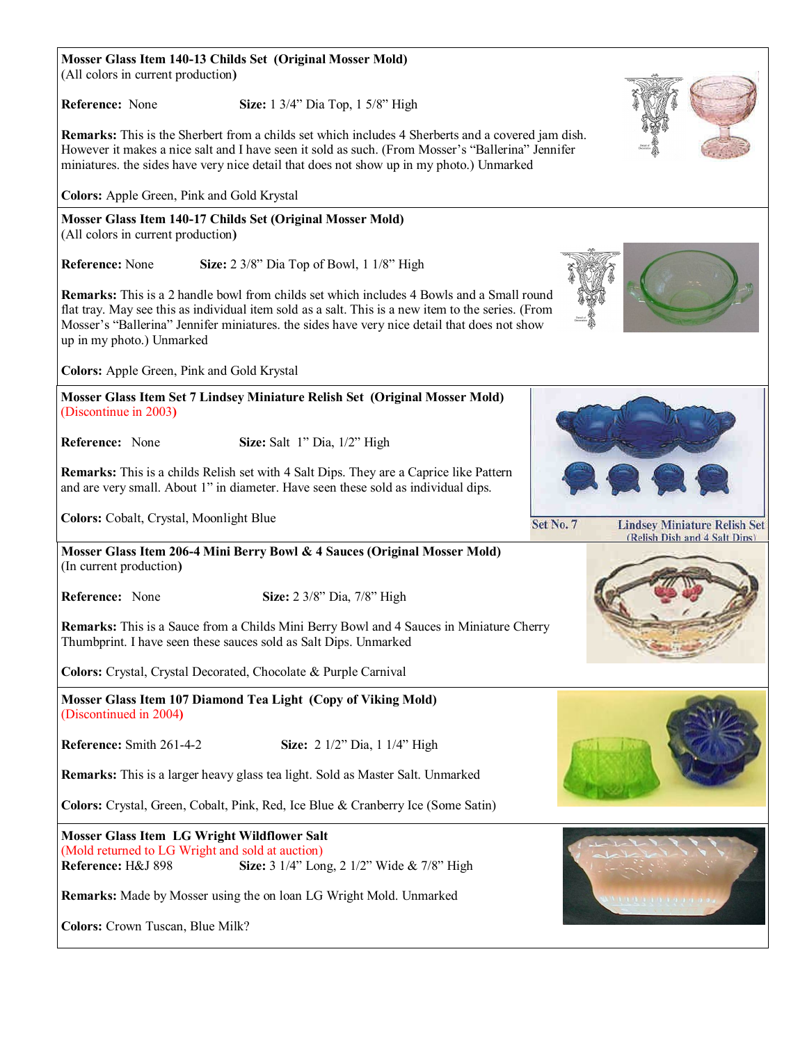**Mosser Glass Item 140-13 Childs Set (Original Mosser Mold)**
(All colors in current production**)**

**Reference:** None **Size:** 1 3/4" Dia Top, 1 5/8" High

**Remarks:** This is the Sherbert from a childs set which includes 4 Sherberts and a covered jam dish. However it makes a nice salt and I have seen it sold as such. (From Mosser's "Ballerina" Jennifer miniatures. the sides have very nice detail that does not show up in my photo.) Unmarked

**Colors:** Apple Green, Pink and Gold Krystal

**Mosser Glass Item 140-17 Childs Set (Original Mosser Mold)**
(All colors in current production**)**

**Reference:** None **Size:** 2 3/8" Dia Top of Bowl, 1 1/8" High

**Remarks:** This is a 2 handle bowl from childs set which includes 4 Bowls and a Small round flat tray. May see this as individual item sold as a salt. This is a new item to the series. (From Mosser's "Ballerina" Jennifer miniatures. the sides have very nice detail that does not show up in my photo.) Unmarked

**Colors:** Apple Green, Pink and Gold Krystal

**Mosser Glass Item Set 7 Lindsey Miniature Relish Set (Original Mosser Mold)**
(Discontinue in 2003**)**

**Reference:** None **Size:** Salt 1" Dia, 1/2" High

**Remarks:** This is a childs Relish set with 4 Salt Dips. They are a Caprice like Pattern and are very small. About 1" in diameter. Have seen these sold as individual dips.

**Colors:** Cobalt, Crystal, Moonlight Blue

Set No. 7 Lindsey Miniature Relish Set (Relish Dish and 4 Salt Dips)

**Mosser Glass Item 206-4 Mini Berry Bowl & 4 Sauces (Original Mosser Mold)**
(In current production**)**

**Reference:** None **Size:** 2 3/8" Dia, 7/8" High

**Remarks:** This is a Sauce from a Childs Mini Berry Bowl and 4 Sauces in Miniature Cherry Thumbprint. I have seen these sauces sold as Salt Dips. Unmarked

**Colors:** Crystal, Crystal Decorated, Chocolate & Purple Carnival

**Mosser Glass Item 107 Diamond Tea Light (Copy of Viking Mold)**
(Discontinued in 2004**)**

**Reference:** Smith 261-4-2 **Size:** 2 1/2" Dia, 1 1/4" High

**Remarks:** This is a larger heavy glass tea light. Sold as Master Salt. Unmarked

**Colors:** Crystal, Green, Cobalt, Pink, Red, Ice Blue & Cranberry Ice (Some Satin)

**Mosser Glass Item LG Wright Wildflower Salt**
(Mold returned to LG Wright and sold at auction)
**Reference:** H&J 898 **Size:** 3 1/4" Long, 2 1/2" Wide & 7/8" High

**Remarks:** Made by Mosser using the on loan LG Wright Mold. Unmarked

**Colors:** Crown Tuscan, Blue Milk?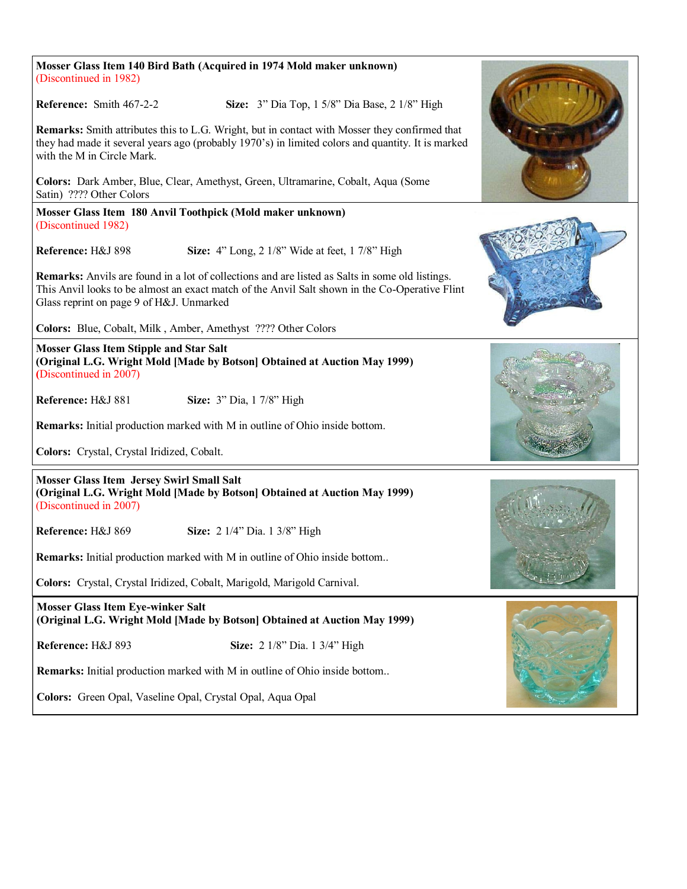**Mosser Glass Item 140 Bird Bath (Acquired in 1974 Mold maker unknown)**
(Discontinued in 1982)

**Reference:** Smith 467-2-2 **Size:** 3" Dia Top, 1 5/8" Dia Base, 2 1/8" High

**Remarks:** Smith attributes this to L.G. Wright, but in contact with Mosser they confirmed that they had made it several years ago (probably 1970's) in limited colors and quantity. It is marked with the M in Circle Mark.

**Colors:** Dark Amber, Blue, Clear, Amethyst, Green, Ultramarine, Cobalt, Aqua (Some Satin) ???? Other Colors

**Mosser Glass Item 180 Anvil Toothpick (Mold maker unknown)**
(Discontinued 1982)

**Reference:** H&J 898 **Size:** 4" Long, 2 1/8" Wide at feet, 1 7/8" High

**Remarks:** Anvils are found in a lot of collections and are listed as Salts in some old listings. This Anvil looks to be almost an exact match of the Anvil Salt shown in the Co-Operative Flint Glass reprint on page 9 of H&J. Unmarked

**Colors:** Blue, Cobalt, Milk , Amber, Amethyst ???? Other Colors

**Mosser Glass Item Stipple and Star Salt**
**(Original L.G. Wright Mold [Made by Botson] Obtained at Auction May 1999)**
(Discontinued in 2007)

**Reference:** H&J 881 **Size:** 3" Dia, 1 7/8" High

**Remarks:** Initial production marked with M in outline of Ohio inside bottom.

**Colors:** Crystal, Crystal Iridized, Cobalt.

**Mosser Glass Item Jersey Swirl Small Salt**
**(Original L.G. Wright Mold [Made by Botson] Obtained at Auction May 1999)**
(Discontinued in 2007)

**Reference:** H&J 869 **Size:** 2 1/4" Dia. 1 3/8" High

**Remarks:** Initial production marked with M in outline of Ohio inside bottom..

**Colors:** Crystal, Crystal Iridized, Cobalt, Marigold, Marigold Carnival.

**Mosser Glass Item Eye-winker Salt**
**(Original L.G. Wright Mold [Made by Botson] Obtained at Auction May 1999)**

**Reference:** H&J 893 **Size:** 2 1/8" Dia. 1 3/4" High

**Remarks:** Initial production marked with M in outline of Ohio inside bottom..

**Colors:** Green Opal, Vaseline Opal, Crystal Opal, Aqua Opal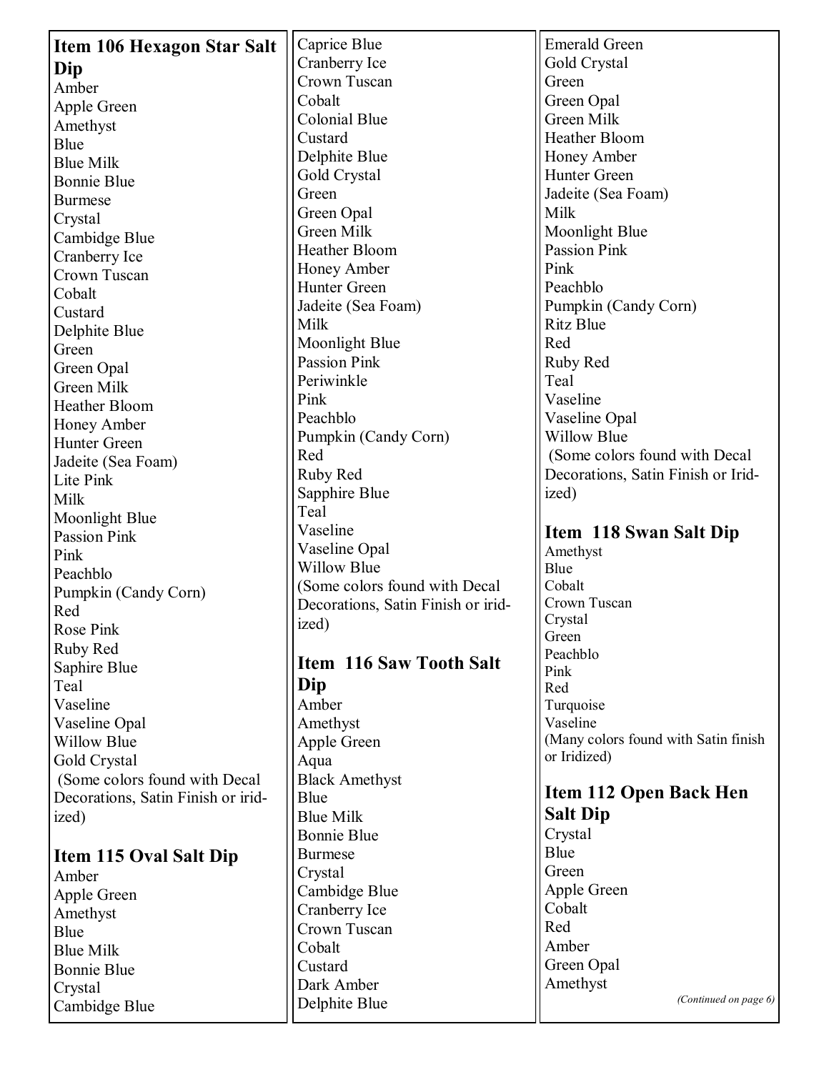## Item 106 Hexagon Star Salt Dip

Amber
Apple Green
Amethyst
Blue
Blue Milk
Bonnie Blue
Burmese
Crystal
Cambidge Blue
Cranberry Ice
Crown Tuscan
Cobalt
Custard
Delphite Blue
Green
Green Opal
Green Milk
Heather Bloom
Honey Amber
Hunter Green
Jadeite (Sea Foam)
Lite Pink
Milk
Moonlight Blue
Passion Pink
Pink
Peachblo
Pumpkin (Candy Corn)
Red
Rose Pink
Ruby Red
Saphire Blue
Teal
Vaseline
Vaseline Opal
Willow Blue
Gold Crystal
(Some colors found with Decal Decorations, Satin Finish or irid-ized)

## Item 115 Oval Salt Dip

Amber
Apple Green
Amethyst
Blue
Blue Milk
Bonnie Blue
Crystal
Cambidge Blue
Caprice Blue
Cranberry Ice
Crown Tuscan
Cobalt
Colonial Blue
Custard
Delphite Blue
Gold Crystal
Green
Green Opal
Green Milk
Heather Bloom
Honey Amber
Hunter Green
Jadeite (Sea Foam)
Milk
Moonlight Blue
Passion Pink
Periwinkle
Pink
Peachblo
Pumpkin (Candy Corn)
Red
Ruby Red
Sapphire Blue
Teal
Vaseline
Vaseline Opal
Willow Blue
(Some colors found with Decal Decorations, Satin Finish or irid-ized)

## Item 116 Saw Tooth Salt Dip

Amber
Amethyst
Apple Green
Aqua
Black Amethyst
Blue
Blue Milk
Bonnie Blue
Burmese
Crystal
Cambidge Blue
Cranberry Ice
Crown Tuscan
Cobalt
Custard
Dark Amber
Delphite Blue
Emerald Green
Gold Crystal
Green
Green Opal
Green Milk
Heather Bloom
Honey Amber
Hunter Green
Jadeite (Sea Foam)
Milk
Moonlight Blue
Passion Pink
Pink
Peachblo
Pumpkin (Candy Corn)
Ritz Blue
Red
Ruby Red
Teal
Vaseline
Vaseline Opal
Willow Blue
(Some colors found with Decal Decorations, Satin Finish or Irid-ized)

## Item 118 Swan Salt Dip

Amethyst
Blue
Cobalt
Crown Tuscan
Crystal
Green
Peachblo
Pink
Red
Turquoise
Vaseline
(Many colors found with Satin finish or Iridized)

## Item 112 Open Back Hen Salt Dip

Crystal
Blue
Green
Apple Green
Cobalt
Red
Amber
Green Opal
Amethyst

*(Continued on page 6)*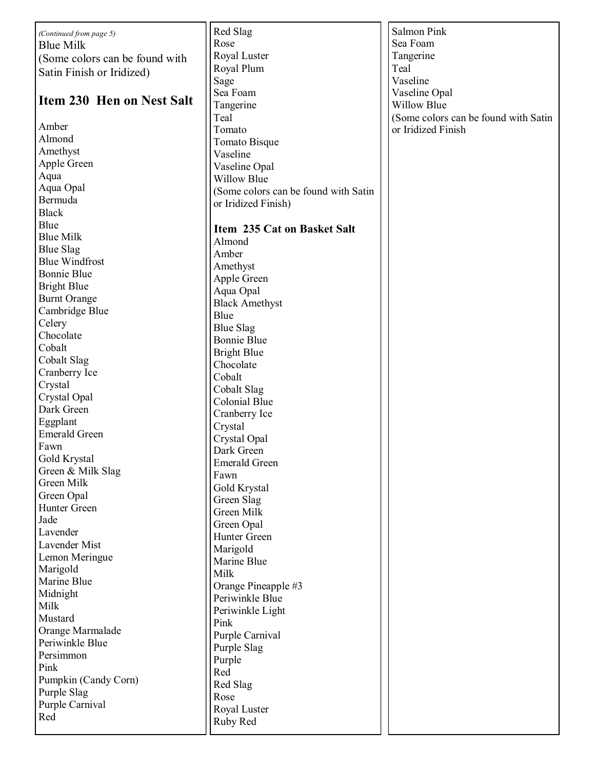*(Continued from page 5)*

Blue Milk

(Some colors can be found with Satin Finish or Iridized)

## Item 230  Hen on Nest Salt

Amber
Almond
Amethyst
Apple Green
Aqua
Aqua Opal
Bermuda
Black
Blue
Blue Milk
Blue Slag
Blue Windfrost
Bonnie Blue
Bright Blue
Burnt Orange
Cambridge Blue
Celery
Chocolate
Cobalt
Cobalt Slag
Cranberry Ice
Crystal
Crystal Opal
Dark Green
Eggplant
Emerald Green
Fawn
Gold Krystal
Green & Milk Slag
Green Milk
Green Opal
Hunter Green
Jade
Lavender
Lavender Mist
Lemon Meringue
Marigold
Marine Blue
Midnight
Milk
Mustard
Orange Marmalade
Periwinkle Blue
Persimmon
Pink
Pumpkin (Candy Corn)
Purple Slag
Purple Carnival
Red
Red Slag
Rose
Royal Luster
Royal Plum
Sage
Sea Foam
Tangerine
Teal
Tomato
Tomato Bisque
Vaseline
Vaseline Opal
Willow Blue

(Some colors can be found with Satin or Iridized Finish)

## Item 235 Cat on Basket Salt

Almond
Amber
Amethyst
Apple Green
Aqua Opal
Black Amethyst
Blue
Blue Slag
Bonnie Blue
Bright Blue
Chocolate
Cobalt
Cobalt Slag
Colonial Blue
Cranberry Ice
Crystal
Crystal Opal
Dark Green
Emerald Green
Fawn
Gold Krystal
Green Slag
Green Milk
Green Opal
Hunter Green
Marigold
Marine Blue
Milk
Orange Pineapple #3
Periwinkle Blue
Periwinkle Light
Pink
Purple Carnival
Purple Slag
Purple
Red
Red Slag
Rose
Royal Luster
Ruby Red
Salmon Pink
Sea Foam
Tangerine
Teal
Vaseline
Vaseline Opal
Willow Blue

(Some colors can be found with Satin or Iridized Finish